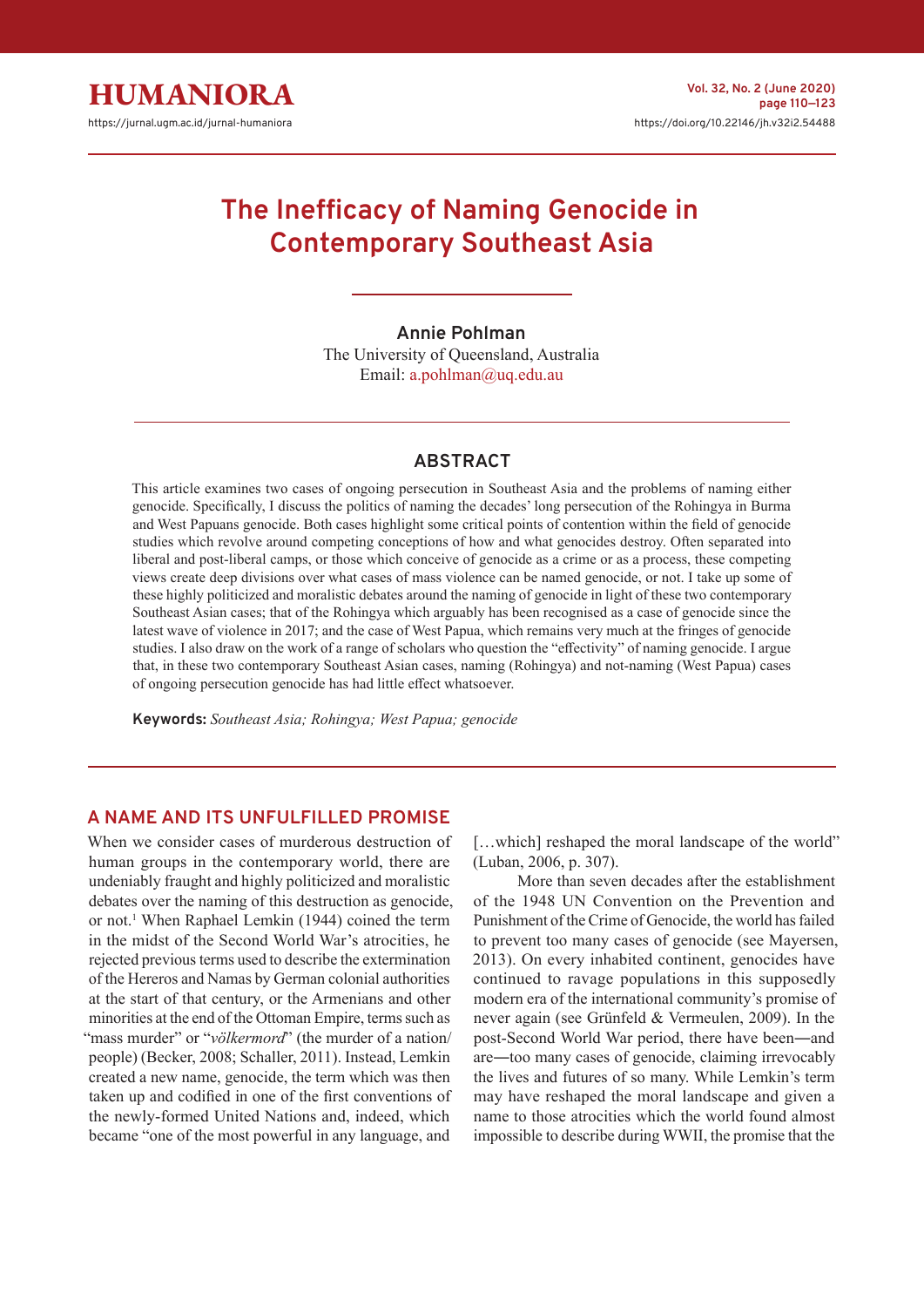# The Inefficacy of Naming Genocide in Contemporary Southeast Asia

**Annie Pohlman**
The University of Queensland, Australia
Email: a.pohlman@uq.edu.au

## ABSTRACT

This article examines two cases of ongoing persecution in Southeast Asia and the problems of naming either genocide. Specifically, I discuss the politics of naming the decades' long persecution of the Rohingya in Burma and West Papuans genocide. Both cases highlight some critical points of contention within the field of genocide studies which revolve around competing conceptions of how and what genocides destroy. Often separated into liberal and post-liberal camps, or those which conceive of genocide as a crime or as a process, these competing views create deep divisions over what cases of mass violence can be named genocide, or not. I take up some of these highly politicized and moralistic debates around the naming of genocide in light of these two contemporary Southeast Asian cases; that of the Rohingya which arguably has been recognised as a case of genocide since the latest wave of violence in 2017; and the case of West Papua, which remains very much at the fringes of genocide studies. I also draw on the work of a range of scholars who question the "effectivity" of naming genocide. I argue that, in these two contemporary Southeast Asian cases, naming (Rohingya) and not-naming (West Papua) cases of ongoing persecution genocide has had little effect whatsoever.

**Keywords:** *Southeast Asia; Rohingya; West Papua; genocide*

## A NAME AND ITS UNFULFILLED PROMISE

When we consider cases of murderous destruction of human groups in the contemporary world, there are undeniably fraught and highly politicized and moralistic debates over the naming of this destruction as genocide, or not.[1] When Raphael Lemkin (1944) coined the term in the midst of the Second World War's atrocities, he rejected previous terms used to describe the extermination of the Hereros and Namas by German colonial authorities at the start of that century, or the Armenians and other minorities at the end of the Ottoman Empire, terms such as "mass murder" or "*völkermord*" (the murder of a nation/people) (Becker, 2008; Schaller, 2011). Instead, Lemkin created a new name, genocide, the term which was then taken up and codified in one of the first conventions of the newly-formed United Nations and, indeed, which became "one of the most powerful in any language, and […which] reshaped the moral landscape of the world" (Luban, 2006, p. 307).

More than seven decades after the establishment of the 1948 UN Convention on the Prevention and Punishment of the Crime of Genocide, the world has failed to prevent too many cases of genocide (see Mayersen, 2013). On every inhabited continent, genocides have continued to ravage populations in this supposedly modern era of the international community's promise of never again (see Grünfeld & Vermeulen, 2009). In the post-Second World War period, there have been—and are—too many cases of genocide, claiming irrevocably the lives and futures of so many. While Lemkin's term may have reshaped the moral landscape and given a name to those atrocities which the world found almost impossible to describe during WWII, the promise that the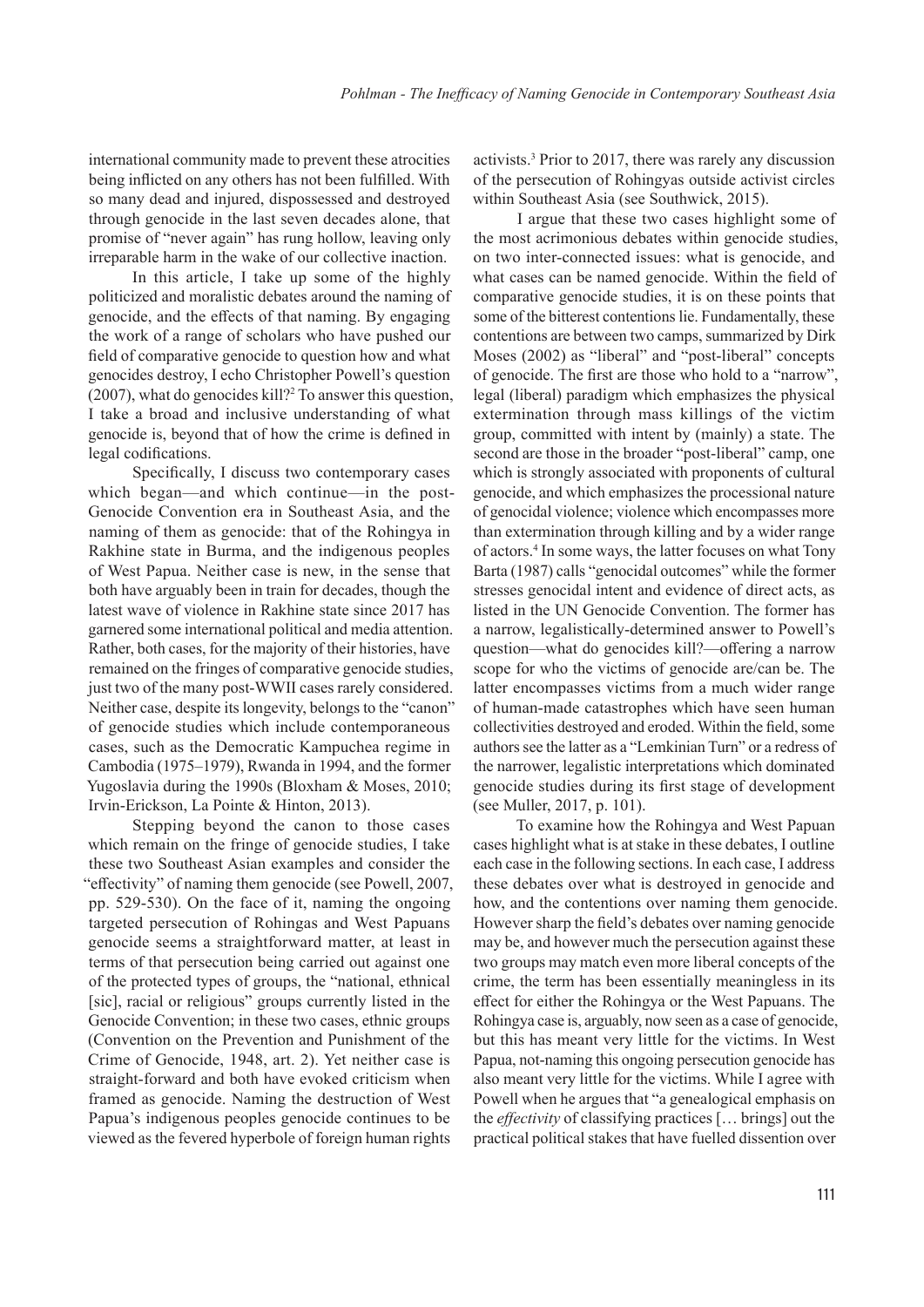international community made to prevent these atrocities being inflicted on any others has not been fulfilled. With so many dead and injured, dispossessed and destroyed through genocide in the last seven decades alone, that promise of "never again" has rung hollow, leaving only irreparable harm in the wake of our collective inaction.

In this article, I take up some of the highly politicized and moralistic debates around the naming of genocide, and the effects of that naming. By engaging the work of a range of scholars who have pushed our field of comparative genocide to question how and what genocides destroy, I echo Christopher Powell's question (2007), what do genocides kill?[2] To answer this question, I take a broad and inclusive understanding of what genocide is, beyond that of how the crime is defined in legal codifications.

Specifically, I discuss two contemporary cases which began—and which continue—in the post-Genocide Convention era in Southeast Asia, and the naming of them as genocide: that of the Rohingya in Rakhine state in Burma, and the indigenous peoples of West Papua. Neither case is new, in the sense that both have arguably been in train for decades, though the latest wave of violence in Rakhine state since 2017 has garnered some international political and media attention. Rather, both cases, for the majority of their histories, have remained on the fringes of comparative genocide studies, just two of the many post-WWII cases rarely considered. Neither case, despite its longevity, belongs to the "canon" of genocide studies which include contemporaneous cases, such as the Democratic Kampuchea regime in Cambodia (1975–1979), Rwanda in 1994, and the former Yugoslavia during the 1990s (Bloxham & Moses, 2010; Irvin-Erickson, La Pointe & Hinton, 2013).

Stepping beyond the canon to those cases which remain on the fringe of genocide studies, I take these two Southeast Asian examples and consider the "effectivity" of naming them genocide (see Powell, 2007, pp. 529-530). On the face of it, naming the ongoing targeted persecution of Rohingas and West Papuans genocide seems a straightforward matter, at least in terms of that persecution being carried out against one of the protected types of groups, the "national, ethnical [sic], racial or religious" groups currently listed in the Genocide Convention; in these two cases, ethnic groups (Convention on the Prevention and Punishment of the Crime of Genocide, 1948, art. 2). Yet neither case is straight-forward and both have evoked criticism when framed as genocide. Naming the destruction of West Papua's indigenous peoples genocide continues to be viewed as the fevered hyperbole of foreign human rights activists.[3] Prior to 2017, there was rarely any discussion of the persecution of Rohingyas outside activist circles within Southeast Asia (see Southwick, 2015).

I argue that these two cases highlight some of the most acrimonious debates within genocide studies, on two inter-connected issues: what is genocide, and what cases can be named genocide. Within the field of comparative genocide studies, it is on these points that some of the bitterest contentions lie. Fundamentally, these contentions are between two camps, summarized by Dirk Moses (2002) as "liberal" and "post-liberal" concepts of genocide. The first are those who hold to a "narrow", legal (liberal) paradigm which emphasizes the physical extermination through mass killings of the victim group, committed with intent by (mainly) a state. The second are those in the broader "post-liberal" camp, one which is strongly associated with proponents of cultural genocide, and which emphasizes the processional nature of genocidal violence; violence which encompasses more than extermination through killing and by a wider range of actors.[4] In some ways, the latter focuses on what Tony Barta (1987) calls "genocidal outcomes" while the former stresses genocidal intent and evidence of direct acts, as listed in the UN Genocide Convention. The former has a narrow, legalistically-determined answer to Powell's question—what do genocides kill?—offering a narrow scope for who the victims of genocide are/can be. The latter encompasses victims from a much wider range of human-made catastrophes which have seen human collectivities destroyed and eroded. Within the field, some authors see the latter as a "Lemkinian Turn" or a redress of the narrower, legalistic interpretations which dominated genocide studies during its first stage of development (see Muller, 2017, p. 101).

To examine how the Rohingya and West Papuan cases highlight what is at stake in these debates, I outline each case in the following sections. In each case, I address these debates over what is destroyed in genocide and how, and the contentions over naming them genocide. However sharp the field's debates over naming genocide may be, and however much the persecution against these two groups may match even more liberal concepts of the crime, the term has been essentially meaningless in its effect for either the Rohingya or the West Papuans. The Rohingya case is, arguably, now seen as a case of genocide, but this has meant very little for the victims. In West Papua, not-naming this ongoing persecution genocide has also meant very little for the victims. While I agree with Powell when he argues that "a genealogical emphasis on the *effectivity* of classifying practices [… brings] out the practical political stakes that have fuelled dissention over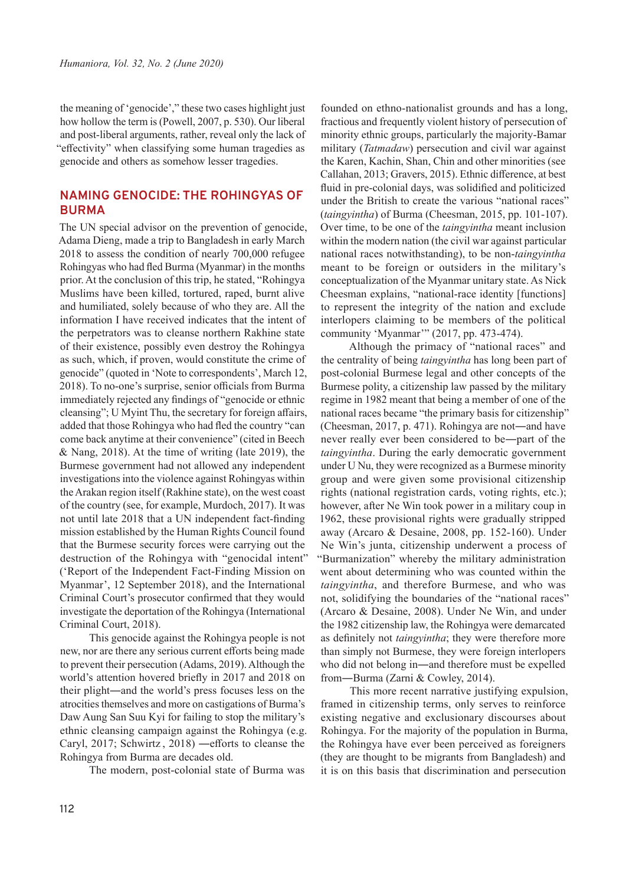the meaning of 'genocide'," these two cases highlight just how hollow the term is (Powell, 2007, p. 530). Our liberal and post-liberal arguments, rather, reveal only the lack of "effectivity" when classifying some human tragedies as genocide and others as somehow lesser tragedies.

## NAMING GENOCIDE: THE ROHINGYAS OF BURMA

The UN special advisor on the prevention of genocide, Adama Dieng, made a trip to Bangladesh in early March 2018 to assess the condition of nearly 700,000 refugee Rohingyas who had fled Burma (Myanmar) in the months prior. At the conclusion of this trip, he stated, "Rohingya Muslims have been killed, tortured, raped, burnt alive and humiliated, solely because of who they are. All the information I have received indicates that the intent of the perpetrators was to cleanse northern Rakhine state of their existence, possibly even destroy the Rohingya as such, which, if proven, would constitute the crime of genocide" (quoted in 'Note to correspondents', March 12, 2018). To no-one's surprise, senior officials from Burma immediately rejected any findings of "genocide or ethnic cleansing"; U Myint Thu, the secretary for foreign affairs, added that those Rohingya who had fled the country "can come back anytime at their convenience" (cited in Beech & Nang, 2018). At the time of writing (late 2019), the Burmese government had not allowed any independent investigations into the violence against Rohingyas within the Arakan region itself (Rakhine state), on the west coast of the country (see, for example, Murdoch, 2017). It was not until late 2018 that a UN independent fact-finding mission established by the Human Rights Council found that the Burmese security forces were carrying out the destruction of the Rohingya with "genocidal intent" ('Report of the Independent Fact-Finding Mission on Myanmar', 12 September 2018), and the International Criminal Court's prosecutor confirmed that they would investigate the deportation of the Rohingya (International Criminal Court, 2018).

This genocide against the Rohingya people is not new, nor are there any serious current efforts being made to prevent their persecution (Adams, 2019). Although the world's attention hovered briefly in 2017 and 2018 on their plight—and the world's press focuses less on the atrocities themselves and more on castigations of Burma's Daw Aung San Suu Kyi for failing to stop the military's ethnic cleansing campaign against the Rohingya (e.g. Caryl, 2017; Schwirtz , 2018) —efforts to cleanse the Rohingya from Burma are decades old.

The modern, post-colonial state of Burma was founded on ethno-nationalist grounds and has a long, fractious and frequently violent history of persecution of minority ethnic groups, particularly the majority-Bamar military (*Tatmadaw*) persecution and civil war against the Karen, Kachin, Shan, Chin and other minorities (see Callahan, 2013; Gravers, 2015). Ethnic difference, at best fluid in pre-colonial days, was solidified and politicized under the British to create the various "national races" (*taingyintha*) of Burma (Cheesman, 2015, pp. 101-107). Over time, to be one of the *taingyintha* meant inclusion within the modern nation (the civil war against particular national races notwithstanding), to be non-*taingyintha* meant to be foreign or outsiders in the military's conceptualization of the Myanmar unitary state. As Nick Cheesman explains, "national-race identity [functions] to represent the integrity of the nation and exclude interlopers claiming to be members of the political community 'Myanmar'" (2017, pp. 473-474).

Although the primacy of "national races" and the centrality of being *taingyintha* has long been part of post-colonial Burmese legal and other concepts of the Burmese polity, a citizenship law passed by the military regime in 1982 meant that being a member of one of the national races became "the primary basis for citizenship" (Cheesman, 2017, p. 471). Rohingya are not—and have never really ever been considered to be—part of the *taingyintha*. During the early democratic government under U Nu, they were recognized as a Burmese minority group and were given some provisional citizenship rights (national registration cards, voting rights, etc.); however, after Ne Win took power in a military coup in 1962, these provisional rights were gradually stripped away (Arcaro & Desaine, 2008, pp. 152-160). Under Ne Win's junta, citizenship underwent a process of "Burmanization" whereby the military administration went about determining who was counted within the *taingyintha*, and therefore Burmese, and who was not, solidifying the boundaries of the "national races" (Arcaro & Desaine, 2008). Under Ne Win, and under the 1982 citizenship law, the Rohingya were demarcated as definitely not *taingyintha*; they were therefore more than simply not Burmese, they were foreign interlopers who did not belong in—and therefore must be expelled from—Burma (Zarni & Cowley, 2014).

This more recent narrative justifying expulsion, framed in citizenship terms, only serves to reinforce existing negative and exclusionary discourses about Rohingya. For the majority of the population in Burma, the Rohingya have ever been perceived as foreigners (they are thought to be migrants from Bangladesh) and it is on this basis that discrimination and persecution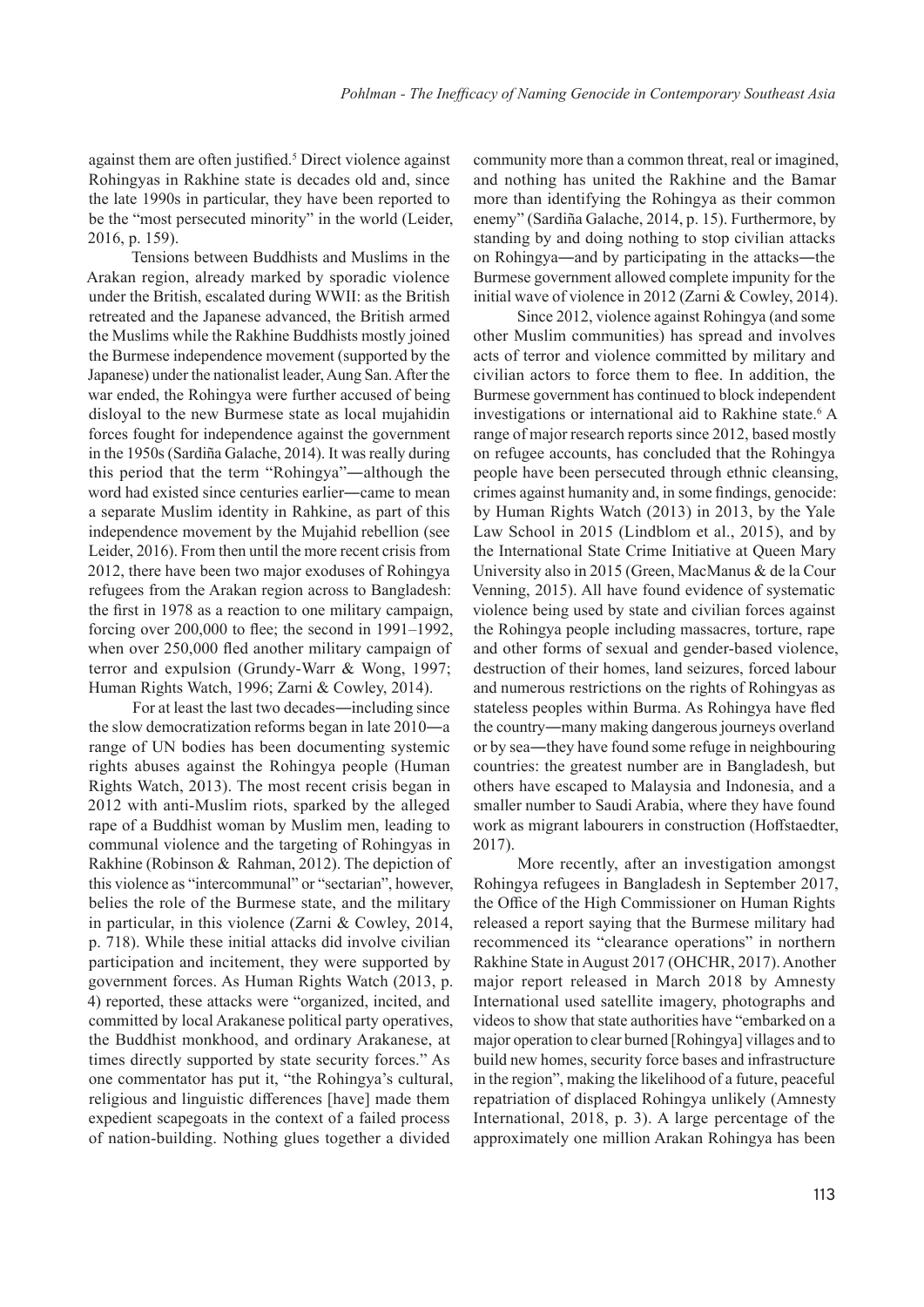against them are often justified.[5] Direct violence against Rohingyas in Rakhine state is decades old and, since the late 1990s in particular, they have been reported to be the "most persecuted minority" in the world (Leider, 2016, p. 159).

Tensions between Buddhists and Muslims in the Arakan region, already marked by sporadic violence under the British, escalated during WWII: as the British retreated and the Japanese advanced, the British armed the Muslims while the Rakhine Buddhists mostly joined the Burmese independence movement (supported by the Japanese) under the nationalist leader, Aung San. After the war ended, the Rohingya were further accused of being disloyal to the new Burmese state as local mujahidin forces fought for independence against the government in the 1950s (Sardiña Galache, 2014). It was really during this period that the term "Rohingya"―although the word had existed since centuries earlier―came to mean a separate Muslim identity in Rahkine, as part of this independence movement by the Mujahid rebellion (see Leider, 2016). From then until the more recent crisis from 2012, there have been two major exoduses of Rohingya refugees from the Arakan region across to Bangladesh: the first in 1978 as a reaction to one military campaign, forcing over 200,000 to flee; the second in 1991–1992, when over 250,000 fled another military campaign of terror and expulsion (Grundy-Warr & Wong, 1997; Human Rights Watch, 1996; Zarni & Cowley, 2014).

For at least the last two decades―including since the slow democratization reforms began in late 2010―a range of UN bodies has been documenting systemic rights abuses against the Rohingya people (Human Rights Watch, 2013). The most recent crisis began in 2012 with anti-Muslim riots, sparked by the alleged rape of a Buddhist woman by Muslim men, leading to communal violence and the targeting of Rohingyas in Rakhine (Robinson & Rahman, 2012). The depiction of this violence as "intercommunal" or "sectarian", however, belies the role of the Burmese state, and the military in particular, in this violence (Zarni & Cowley, 2014, p. 718). While these initial attacks did involve civilian participation and incitement, they were supported by government forces. As Human Rights Watch (2013, p. 4) reported, these attacks were "organized, incited, and committed by local Arakanese political party operatives, the Buddhist monkhood, and ordinary Arakanese, at times directly supported by state security forces." As one commentator has put it, "the Rohingya's cultural, religious and linguistic differences [have] made them expedient scapegoats in the context of a failed process of nation-building. Nothing glues together a divided community more than a common threat, real or imagined, and nothing has united the Rakhine and the Bamar more than identifying the Rohingya as their common enemy" (Sardiña Galache, 2014, p. 15). Furthermore, by standing by and doing nothing to stop civilian attacks on Rohingya―and by participating in the attacks―the Burmese government allowed complete impunity for the initial wave of violence in 2012 (Zarni & Cowley, 2014).

Since 2012, violence against Rohingya (and some other Muslim communities) has spread and involves acts of terror and violence committed by military and civilian actors to force them to flee. In addition, the Burmese government has continued to block independent investigations or international aid to Rakhine state.[6] A range of major research reports since 2012, based mostly on refugee accounts, has concluded that the Rohingya people have been persecuted through ethnic cleansing, crimes against humanity and, in some findings, genocide: by Human Rights Watch (2013) in 2013, by the Yale Law School in 2015 (Lindblom et al., 2015), and by the International State Crime Initiative at Queen Mary University also in 2015 (Green, MacManus & de la Cour Venning, 2015). All have found evidence of systematic violence being used by state and civilian forces against the Rohingya people including massacres, torture, rape and other forms of sexual and gender-based violence, destruction of their homes, land seizures, forced labour and numerous restrictions on the rights of Rohingyas as stateless peoples within Burma. As Rohingya have fled the country―many making dangerous journeys overland or by sea―they have found some refuge in neighbouring countries: the greatest number are in Bangladesh, but others have escaped to Malaysia and Indonesia, and a smaller number to Saudi Arabia, where they have found work as migrant labourers in construction (Hoffstaedter, 2017).

More recently, after an investigation amongst Rohingya refugees in Bangladesh in September 2017, the Office of the High Commissioner on Human Rights released a report saying that the Burmese military had recommenced its "clearance operations" in northern Rakhine State in August 2017 (OHCHR, 2017). Another major report released in March 2018 by Amnesty International used satellite imagery, photographs and videos to show that state authorities have "embarked on a major operation to clear burned [Rohingya] villages and to build new homes, security force bases and infrastructure in the region", making the likelihood of a future, peaceful repatriation of displaced Rohingya unlikely (Amnesty International, 2018, p. 3). A large percentage of the approximately one million Arakan Rohingya has been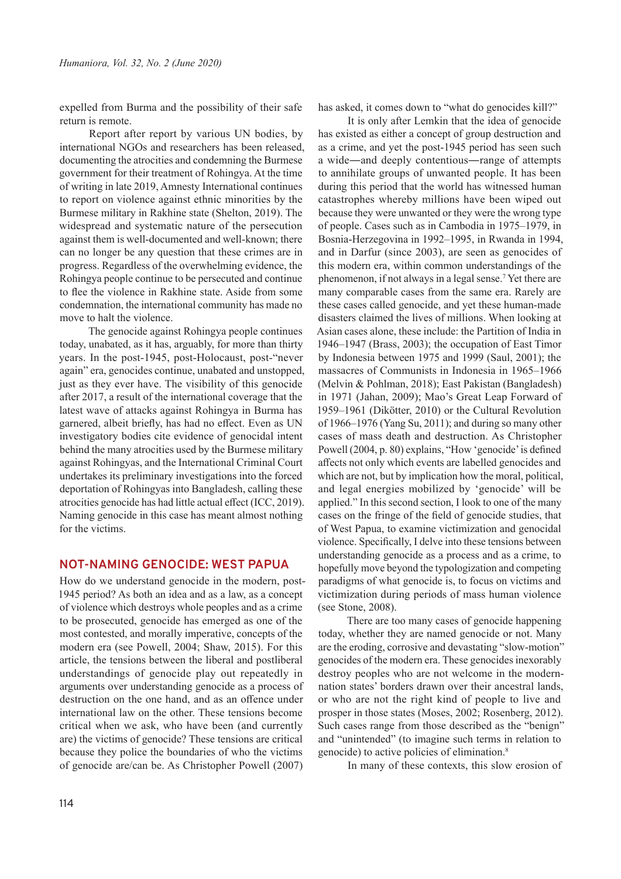expelled from Burma and the possibility of their safe return is remote.

Report after report by various UN bodies, by international NGOs and researchers has been released, documenting the atrocities and condemning the Burmese government for their treatment of Rohingya. At the time of writing in late 2019, Amnesty International continues to report on violence against ethnic minorities by the Burmese military in Rakhine state (Shelton, 2019). The widespread and systematic nature of the persecution against them is well-documented and well-known; there can no longer be any question that these crimes are in progress. Regardless of the overwhelming evidence, the Rohingya people continue to be persecuted and continue to flee the violence in Rakhine state. Aside from some condemnation, the international community has made no move to halt the violence.

The genocide against Rohingya people continues today, unabated, as it has, arguably, for more than thirty years. In the post-1945, post-Holocaust, post-"never again" era, genocides continue, unabated and unstopped, just as they ever have. The visibility of this genocide after 2017, a result of the international coverage that the latest wave of attacks against Rohingya in Burma has garnered, albeit briefly, has had no effect. Even as UN investigatory bodies cite evidence of genocidal intent behind the many atrocities used by the Burmese military against Rohingyas, and the International Criminal Court undertakes its preliminary investigations into the forced deportation of Rohingyas into Bangladesh, calling these atrocities genocide has had little actual effect (ICC, 2019). Naming genocide in this case has meant almost nothing for the victims.

## NOT-NAMING GENOCIDE: WEST PAPUA

How do we understand genocide in the modern, post-1945 period? As both an idea and as a law, as a concept of violence which destroys whole peoples and as a crime to be prosecuted, genocide has emerged as one of the most contested, and morally imperative, concepts of the modern era (see Powell, 2004; Shaw, 2015). For this article, the tensions between the liberal and postliberal understandings of genocide play out repeatedly in arguments over understanding genocide as a process of destruction on the one hand, and as an offence under international law on the other. These tensions become critical when we ask, who have been (and currently are) the victims of genocide? These tensions are critical because they police the boundaries of who the victims of genocide are/can be. As Christopher Powell (2007) has asked, it comes down to "what do genocides kill?"

It is only after Lemkin that the idea of genocide has existed as either a concept of group destruction and as a crime, and yet the post-1945 period has seen such a wide—and deeply contentious—range of attempts to annihilate groups of unwanted people. It has been during this period that the world has witnessed human catastrophes whereby millions have been wiped out because they were unwanted or they were the wrong type of people. Cases such as in Cambodia in 1975–1979, in Bosnia-Herzegovina in 1992–1995, in Rwanda in 1994, and in Darfur (since 2003), are seen as genocides of this modern era, within common understandings of the phenomenon, if not always in a legal sense.[7] Yet there are many comparable cases from the same era. Rarely are these cases called genocide, and yet these human-made disasters claimed the lives of millions. When looking at Asian cases alone, these include: the Partition of India in 1946–1947 (Brass, 2003); the occupation of East Timor by Indonesia between 1975 and 1999 (Saul, 2001); the massacres of Communists in Indonesia in 1965–1966 (Melvin & Pohlman, 2018); East Pakistan (Bangladesh) in 1971 (Jahan, 2009); Mao's Great Leap Forward of 1959–1961 (Dikötter, 2010) or the Cultural Revolution of 1966–1976 (Yang Su, 2011); and during so many other cases of mass death and destruction. As Christopher Powell (2004, p. 80) explains, "How 'genocide' is defined affects not only which events are labelled genocides and which are not, but by implication how the moral, political, and legal energies mobilized by 'genocide' will be applied." In this second section, I look to one of the many cases on the fringe of the field of genocide studies, that of West Papua, to examine victimization and genocidal violence. Specifically, I delve into these tensions between understanding genocide as a process and as a crime, to hopefully move beyond the typologization and competing paradigms of what genocide is, to focus on victims and victimization during periods of mass human violence (see Stone, 2008).

There are too many cases of genocide happening today, whether they are named genocide or not. Many are the eroding, corrosive and devastating "slow-motion" genocides of the modern era. These genocides inexorably destroy peoples who are not welcome in the modern-nation states' borders drawn over their ancestral lands, or who are not the right kind of people to live and prosper in those states (Moses, 2002; Rosenberg, 2012). Such cases range from those described as the "benign" and "unintended" (to imagine such terms in relation to genocide) to active policies of elimination.[8]

In many of these contexts, this slow erosion of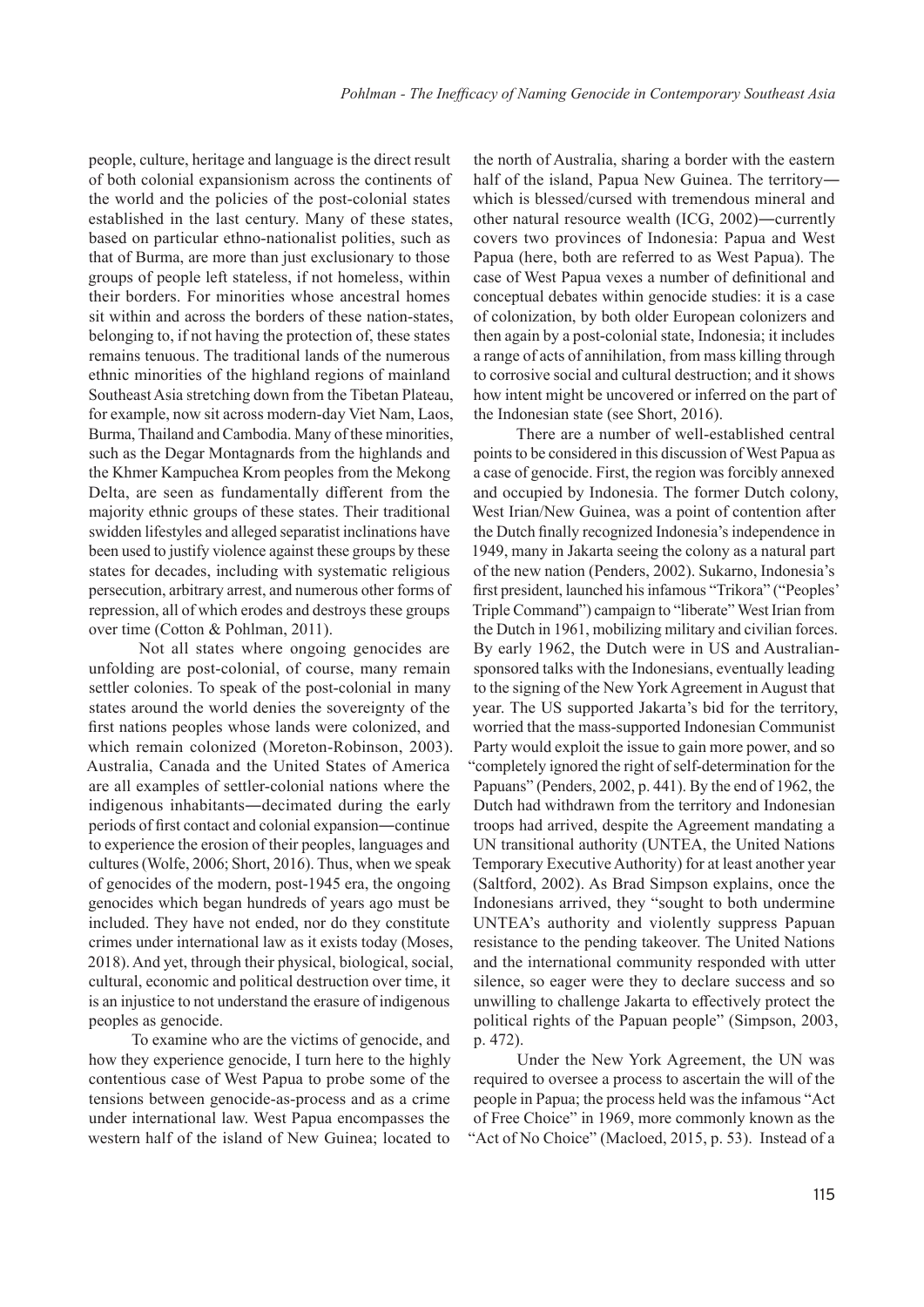people, culture, heritage and language is the direct result of both colonial expansionism across the continents of the world and the policies of the post-colonial states established in the last century. Many of these states, based on particular ethno-nationalist polities, such as that of Burma, are more than just exclusionary to those groups of people left stateless, if not homeless, within their borders. For minorities whose ancestral homes sit within and across the borders of these nation-states, belonging to, if not having the protection of, these states remains tenuous. The traditional lands of the numerous ethnic minorities of the highland regions of mainland Southeast Asia stretching down from the Tibetan Plateau, for example, now sit across modern-day Viet Nam, Laos, Burma, Thailand and Cambodia. Many of these minorities, such as the Degar Montagnards from the highlands and the Khmer Kampuchea Krom peoples from the Mekong Delta, are seen as fundamentally different from the majority ethnic groups of these states. Their traditional swidden lifestyles and alleged separatist inclinations have been used to justify violence against these groups by these states for decades, including with systematic religious persecution, arbitrary arrest, and numerous other forms of repression, all of which erodes and destroys these groups over time (Cotton & Pohlman, 2011).

Not all states where ongoing genocides are unfolding are post-colonial, of course, many remain settler colonies. To speak of the post-colonial in many states around the world denies the sovereignty of the first nations peoples whose lands were colonized, and which remain colonized (Moreton-Robinson, 2003). Australia, Canada and the United States of America are all examples of settler-colonial nations where the indigenous inhabitants—decimated during the early periods of first contact and colonial expansion—continue to experience the erosion of their peoples, languages and cultures (Wolfe, 2006; Short, 2016). Thus, when we speak of genocides of the modern, post-1945 era, the ongoing genocides which began hundreds of years ago must be included. They have not ended, nor do they constitute crimes under international law as it exists today (Moses, 2018). And yet, through their physical, biological, social, cultural, economic and political destruction over time, it is an injustice to not understand the erasure of indigenous peoples as genocide.

To examine who are the victims of genocide, and how they experience genocide, I turn here to the highly contentious case of West Papua to probe some of the tensions between genocide-as-process and as a crime under international law. West Papua encompasses the western half of the island of New Guinea; located to the north of Australia, sharing a border with the eastern half of the island, Papua New Guinea. The territory—which is blessed/cursed with tremendous mineral and other natural resource wealth (ICG, 2002)—currently covers two provinces of Indonesia: Papua and West Papua (here, both are referred to as West Papua). The case of West Papua vexes a number of definitional and conceptual debates within genocide studies: it is a case of colonization, by both older European colonizers and then again by a post-colonial state, Indonesia; it includes a range of acts of annihilation, from mass killing through to corrosive social and cultural destruction; and it shows how intent might be uncovered or inferred on the part of the Indonesian state (see Short, 2016).

There are a number of well-established central points to be considered in this discussion of West Papua as a case of genocide. First, the region was forcibly annexed and occupied by Indonesia. The former Dutch colony, West Irian/New Guinea, was a point of contention after the Dutch finally recognized Indonesia's independence in 1949, many in Jakarta seeing the colony as a natural part of the new nation (Penders, 2002). Sukarno, Indonesia's first president, launched his infamous "Trikora" ("Peoples' Triple Command") campaign to "liberate" West Irian from the Dutch in 1961, mobilizing military and civilian forces. By early 1962, the Dutch were in US and Australian-sponsored talks with the Indonesians, eventually leading to the signing of the New York Agreement in August that year. The US supported Jakarta's bid for the territory, worried that the mass-supported Indonesian Communist Party would exploit the issue to gain more power, and so "completely ignored the right of self-determination for the Papuans" (Penders, 2002, p. 441). By the end of 1962, the Dutch had withdrawn from the territory and Indonesian troops had arrived, despite the Agreement mandating a UN transitional authority (UNTEA, the United Nations Temporary Executive Authority) for at least another year (Saltford, 2002). As Brad Simpson explains, once the Indonesians arrived, they "sought to both undermine UNTEA's authority and violently suppress Papuan resistance to the pending takeover. The United Nations and the international community responded with utter silence, so eager were they to declare success and so unwilling to challenge Jakarta to effectively protect the political rights of the Papuan people" (Simpson, 2003, p. 472).

Under the New York Agreement, the UN was required to oversee a process to ascertain the will of the people in Papua; the process held was the infamous "Act of Free Choice" in 1969, more commonly known as the "Act of No Choice" (Macloed, 2015, p. 53). Instead of a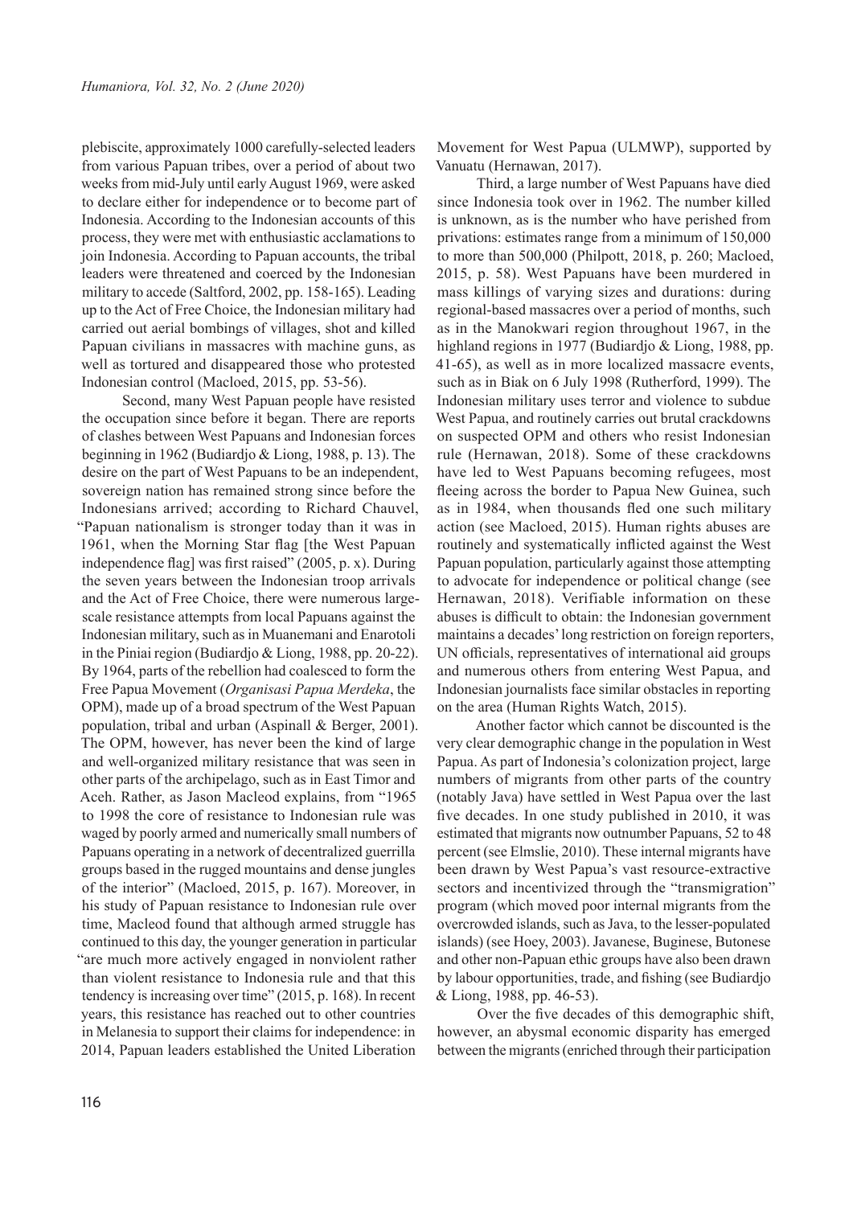plebiscite, approximately 1000 carefully-selected leaders from various Papuan tribes, over a period of about two weeks from mid-July until early August 1969, were asked to declare either for independence or to become part of Indonesia. According to the Indonesian accounts of this process, they were met with enthusiastic acclamations to join Indonesia. According to Papuan accounts, the tribal leaders were threatened and coerced by the Indonesian military to accede (Saltford, 2002, pp. 158-165). Leading up to the Act of Free Choice, the Indonesian military had carried out aerial bombings of villages, shot and killed Papuan civilians in massacres with machine guns, as well as tortured and disappeared those who protested Indonesian control (Macloed, 2015, pp. 53-56).

Second, many West Papuan people have resisted the occupation since before it began. There are reports of clashes between West Papuans and Indonesian forces beginning in 1962 (Budiardjo & Liong, 1988, p. 13). The desire on the part of West Papuans to be an independent, sovereign nation has remained strong since before the Indonesians arrived; according to Richard Chauvel, "Papuan nationalism is stronger today than it was in 1961, when the Morning Star flag [the West Papuan independence flag] was first raised" (2005, p. x). During the seven years between the Indonesian troop arrivals and the Act of Free Choice, there were numerous large-scale resistance attempts from local Papuans against the Indonesian military, such as in Muanemani and Enarotoli in the Piniai region (Budiardjo & Liong, 1988, pp. 20-22). By 1964, parts of the rebellion had coalesced to form the Free Papua Movement (*Organisasi Papua Merdeka*, the OPM), made up of a broad spectrum of the West Papuan population, tribal and urban (Aspinall & Berger, 2001). The OPM, however, has never been the kind of large and well-organized military resistance that was seen in other parts of the archipelago, such as in East Timor and Aceh. Rather, as Jason Macleod explains, from "1965 to 1998 the core of resistance to Indonesian rule was waged by poorly armed and numerically small numbers of Papuans operating in a network of decentralized guerrilla groups based in the rugged mountains and dense jungles of the interior" (Macloed, 2015, p. 167). Moreover, in his study of Papuan resistance to Indonesian rule over time, Macleod found that although armed struggle has continued to this day, the younger generation in particular "are much more actively engaged in nonviolent rather than violent resistance to Indonesia rule and that this tendency is increasing over time" (2015, p. 168). In recent years, this resistance has reached out to other countries in Melanesia to support their claims for independence: in 2014, Papuan leaders established the United Liberation Movement for West Papua (ULMWP), supported by Vanuatu (Hernawan, 2017).

Third, a large number of West Papuans have died since Indonesia took over in 1962. The number killed is unknown, as is the number who have perished from privations: estimates range from a minimum of 150,000 to more than 500,000 (Philpott, 2018, p. 260; Macloed, 2015, p. 58). West Papuans have been murdered in mass killings of varying sizes and durations: during regional-based massacres over a period of months, such as in the Manokwari region throughout 1967, in the highland regions in 1977 (Budiardjo & Liong, 1988, pp. 41-65), as well as in more localized massacre events, such as in Biak on 6 July 1998 (Rutherford, 1999). The Indonesian military uses terror and violence to subdue West Papua, and routinely carries out brutal crackdowns on suspected OPM and others who resist Indonesian rule (Hernawan, 2018). Some of these crackdowns have led to West Papuans becoming refugees, most fleeing across the border to Papua New Guinea, such as in 1984, when thousands fled one such military action (see Macloed, 2015). Human rights abuses are routinely and systematically inflicted against the West Papuan population, particularly against those attempting to advocate for independence or political change (see Hernawan, 2018). Verifiable information on these abuses is difficult to obtain: the Indonesian government maintains a decades' long restriction on foreign reporters, UN officials, representatives of international aid groups and numerous others from entering West Papua, and Indonesian journalists face similar obstacles in reporting on the area (Human Rights Watch, 2015).

Another factor which cannot be discounted is the very clear demographic change in the population in West Papua. As part of Indonesia's colonization project, large numbers of migrants from other parts of the country (notably Java) have settled in West Papua over the last five decades. In one study published in 2010, it was estimated that migrants now outnumber Papuans, 52 to 48 percent (see Elmslie, 2010). These internal migrants have been drawn by West Papua's vast resource-extractive sectors and incentivized through the "transmigration" program (which moved poor internal migrants from the overcrowded islands, such as Java, to the lesser-populated islands) (see Hoey, 2003). Javanese, Buginese, Butonese and other non-Papuan ethic groups have also been drawn by labour opportunities, trade, and fishing (see Budiardjo & Liong, 1988, pp. 46-53).

Over the five decades of this demographic shift, however, an abysmal economic disparity has emerged between the migrants (enriched through their participation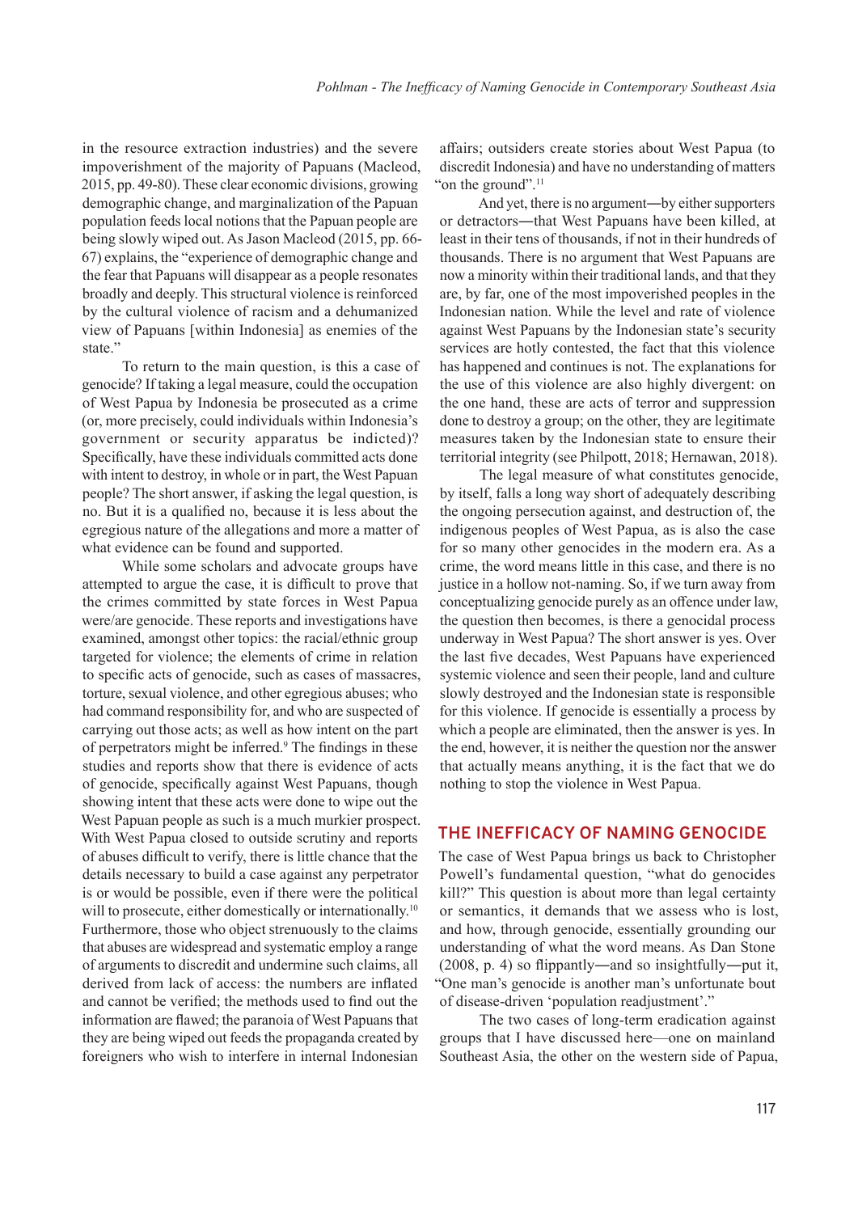in the resource extraction industries) and the severe impoverishment of the majority of Papuans (Macleod, 2015, pp. 49-80). These clear economic divisions, growing demographic change, and marginalization of the Papuan population feeds local notions that the Papuan people are being slowly wiped out. As Jason Macleod (2015, pp. 66-67) explains, the "experience of demographic change and the fear that Papuans will disappear as a people resonates broadly and deeply. This structural violence is reinforced by the cultural violence of racism and a dehumanized view of Papuans [within Indonesia] as enemies of the state."

To return to the main question, is this a case of genocide? If taking a legal measure, could the occupation of West Papua by Indonesia be prosecuted as a crime (or, more precisely, could individuals within Indonesia's government or security apparatus be indicted)? Specifically, have these individuals committed acts done with intent to destroy, in whole or in part, the West Papuan people? The short answer, if asking the legal question, is no. But it is a qualified no, because it is less about the egregious nature of the allegations and more a matter of what evidence can be found and supported.

While some scholars and advocate groups have attempted to argue the case, it is difficult to prove that the crimes committed by state forces in West Papua were/are genocide. These reports and investigations have examined, amongst other topics: the racial/ethnic group targeted for violence; the elements of crime in relation to specific acts of genocide, such as cases of massacres, torture, sexual violence, and other egregious abuses; who had command responsibility for, and who are suspected of carrying out those acts; as well as how intent on the part of perpetrators might be inferred.[9] The findings in these studies and reports show that there is evidence of acts of genocide, specifically against West Papuans, though showing intent that these acts were done to wipe out the West Papuan people as such is a much murkier prospect. With West Papua closed to outside scrutiny and reports of abuses difficult to verify, there is little chance that the details necessary to build a case against any perpetrator is or would be possible, even if there were the political will to prosecute, either domestically or internationally.[10] Furthermore, those who object strenuously to the claims that abuses are widespread and systematic employ a range of arguments to discredit and undermine such claims, all derived from lack of access: the numbers are inflated and cannot be verified; the methods used to find out the information are flawed; the paranoia of West Papuans that they are being wiped out feeds the propaganda created by foreigners who wish to interfere in internal Indonesian affairs; outsiders create stories about West Papua (to discredit Indonesia) and have no understanding of matters "on the ground".[11]

And yet, there is no argument—by either supporters or detractors—that West Papuans have been killed, at least in their tens of thousands, if not in their hundreds of thousands. There is no argument that West Papuans are now a minority within their traditional lands, and that they are, by far, one of the most impoverished peoples in the Indonesian nation. While the level and rate of violence against West Papuans by the Indonesian state's security services are hotly contested, the fact that this violence has happened and continues is not. The explanations for the use of this violence are also highly divergent: on the one hand, these are acts of terror and suppression done to destroy a group; on the other, they are legitimate measures taken by the Indonesian state to ensure their territorial integrity (see Philpott, 2018; Hernawan, 2018).

The legal measure of what constitutes genocide, by itself, falls a long way short of adequately describing the ongoing persecution against, and destruction of, the indigenous peoples of West Papua, as is also the case for so many other genocides in the modern era. As a crime, the word means little in this case, and there is no justice in a hollow not-naming. So, if we turn away from conceptualizing genocide purely as an offence under law, the question then becomes, is there a genocidal process underway in West Papua? The short answer is yes. Over the last five decades, West Papuans have experienced systemic violence and seen their people, land and culture slowly destroyed and the Indonesian state is responsible for this violence. If genocide is essentially a process by which a people are eliminated, then the answer is yes. In the end, however, it is neither the question nor the answer that actually means anything, it is the fact that we do nothing to stop the violence in West Papua.

## THE INEFFICACY OF NAMING GENOCIDE

The case of West Papua brings us back to Christopher Powell's fundamental question, "what do genocides kill?" This question is about more than legal certainty or semantics, it demands that we assess who is lost, and how, through genocide, essentially grounding our understanding of what the word means. As Dan Stone (2008, p. 4) so flippantly—and so insightfully—put it, "One man's genocide is another man's unfortunate bout of disease-driven 'population readjustment'."

The two cases of long-term eradication against groups that I have discussed here—one on mainland Southeast Asia, the other on the western side of Papua,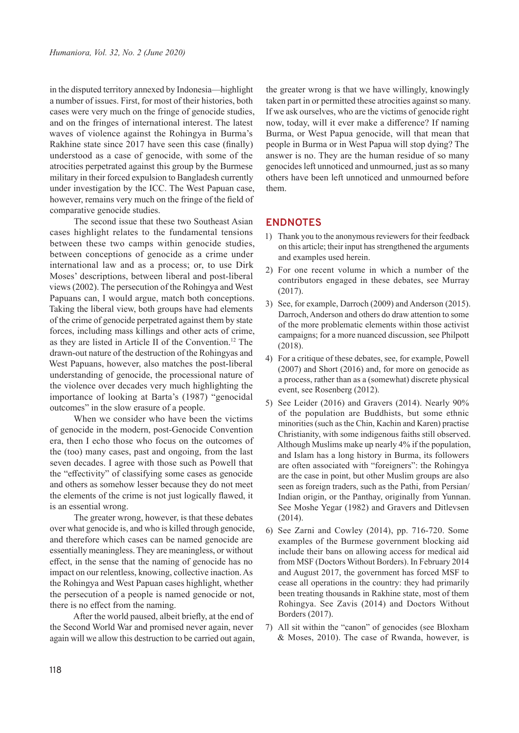in the disputed territory annexed by Indonesia—highlight a number of issues. First, for most of their histories, both cases were very much on the fringe of genocide studies, and on the fringes of international interest. The latest waves of violence against the Rohingya in Burma's Rakhine state since 2017 have seen this case (finally) understood as a case of genocide, with some of the atrocities perpetrated against this group by the Burmese military in their forced expulsion to Bangladesh currently under investigation by the ICC. The West Papuan case, however, remains very much on the fringe of the field of comparative genocide studies.

The second issue that these two Southeast Asian cases highlight relates to the fundamental tensions between these two camps within genocide studies, between conceptions of genocide as a crime under international law and as a process; or, to use Dirk Moses' descriptions, between liberal and post-liberal views (2002). The persecution of the Rohingya and West Papuans can, I would argue, match both conceptions. Taking the liberal view, both groups have had elements of the crime of genocide perpetrated against them by state forces, including mass killings and other acts of crime, as they are listed in Article II of the Convention.[12] The drawn-out nature of the destruction of the Rohingyas and West Papuans, however, also matches the post-liberal understanding of genocide, the processional nature of the violence over decades very much highlighting the importance of looking at Barta's (1987) "genocidal outcomes" in the slow erasure of a people.

When we consider who have been the victims of genocide in the modern, post-Genocide Convention era, then I echo those who focus on the outcomes of the (too) many cases, past and ongoing, from the last seven decades. I agree with those such as Powell that the "effectivity" of classifying some cases as genocide and others as somehow lesser because they do not meet the elements of the crime is not just logically flawed, it is an essential wrong.

The greater wrong, however, is that these debates over what genocide is, and who is killed through genocide, and therefore which cases can be named genocide are essentially meaningless. They are meaningless, or without effect, in the sense that the naming of genocide has no impact on our relentless, knowing, collective inaction. As the Rohingya and West Papuan cases highlight, whether the persecution of a people is named genocide or not, there is no effect from the naming.

After the world paused, albeit briefly, at the end of the Second World War and promised never again, never again will we allow this destruction to be carried out again, the greater wrong is that we have willingly, knowingly taken part in or permitted these atrocities against so many. If we ask ourselves, who are the victims of genocide right now, today, will it ever make a difference? If naming Burma, or West Papua genocide, will that mean that people in Burma or in West Papua will stop dying? The answer is no. They are the human residue of so many genocides left unnoticed and unmourned, just as so many others have been left unnoticed and unmourned before them.

## ENDNOTES

1) Thank you to the anonymous reviewers for their feedback on this article; their input has strengthened the arguments and examples used herein.
2) For one recent volume in which a number of the contributors engaged in these debates, see Murray (2017).
3) See, for example, Darroch (2009) and Anderson (2015). Darroch, Anderson and others do draw attention to some of the more problematic elements within those activist campaigns; for a more nuanced discussion, see Philpott (2018).
4) For a critique of these debates, see, for example, Powell (2007) and Short (2016) and, for more on genocide as a process, rather than as a (somewhat) discrete physical event, see Rosenberg (2012).
5) See Leider (2016) and Gravers (2014). Nearly 90% of the population are Buddhists, but some ethnic minorities (such as the Chin, Kachin and Karen) practise Christianity, with some indigenous faiths still observed. Although Muslims make up nearly 4% if the population, and Islam has a long history in Burma, its followers are often associated with "foreigners": the Rohingya are the case in point, but other Muslim groups are also seen as foreign traders, such as the Pathi, from Persian/Indian origin, or the Panthay, originally from Yunnan. See Moshe Yegar (1982) and Gravers and Ditlevsen (2014).
6) See Zarni and Cowley (2014), pp. 716-720. Some examples of the Burmese government blocking aid include their bans on allowing access for medical aid from MSF (Doctors Without Borders). In February 2014 and August 2017, the government has forced MSF to cease all operations in the country: they had primarily been treating thousands in Rakhine state, most of them Rohingya. See Zavis (2014) and Doctors Without Borders (2017).
7) All sit within the "canon" of genocides (see Bloxham & Moses, 2010). The case of Rwanda, however, is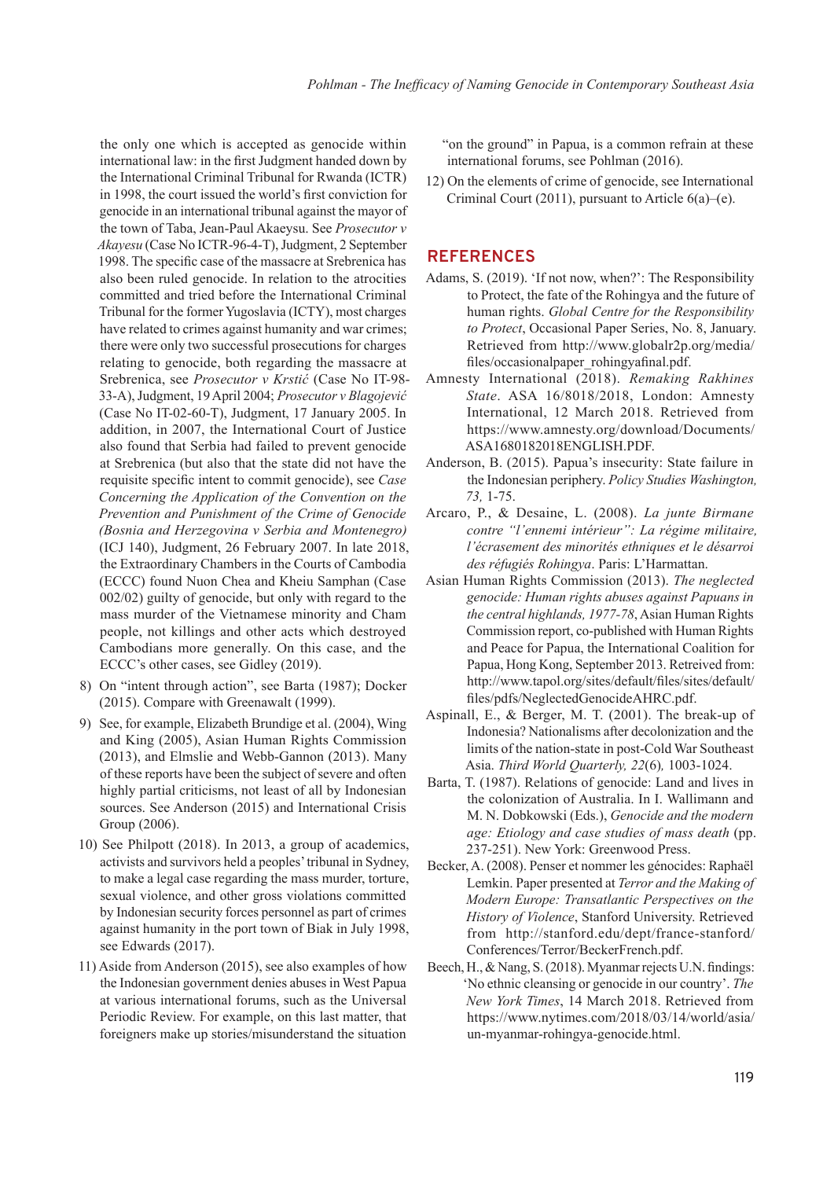the only one which is accepted as genocide within international law: in the first Judgment handed down by the International Criminal Tribunal for Rwanda (ICTR) in 1998, the court issued the world's first conviction for genocide in an international tribunal against the mayor of the town of Taba, Jean-Paul Akaeysu. See *Prosecutor v Akayesu* (Case No ICTR-96-4-T), Judgment, 2 September 1998. The specific case of the massacre at Srebrenica has also been ruled genocide. In relation to the atrocities committed and tried before the International Criminal Tribunal for the former Yugoslavia (ICTY), most charges have related to crimes against humanity and war crimes; there were only two successful prosecutions for charges relating to genocide, both regarding the massacre at Srebrenica, see *Prosecutor v Krstić* (Case No IT-98-33-A), Judgment, 19 April 2004; *Prosecutor v Blagojević* (Case No IT-02-60-T), Judgment, 17 January 2005. In addition, in 2007, the International Court of Justice also found that Serbia had failed to prevent genocide at Srebrenica (but also that the state did not have the requisite specific intent to commit genocide), see *Case Concerning the Application of the Convention on the Prevention and Punishment of the Crime of Genocide (Bosnia and Herzegovina v Serbia and Montenegro)* (ICJ 140), Judgment, 26 February 2007. In late 2018, the Extraordinary Chambers in the Courts of Cambodia (ECCC) found Nuon Chea and Kheiu Samphan (Case 002/02) guilty of genocide, but only with regard to the mass murder of the Vietnamese minority and Cham people, not killings and other acts which destroyed Cambodians more generally. On this case, and the ECCC's other cases, see Gidley (2019).

8) On "intent through action", see Barta (1987); Docker (2015). Compare with Greenawalt (1999).
9) See, for example, Elizabeth Brundige et al. (2004), Wing and King (2005), Asian Human Rights Commission (2013), and Elmslie and Webb-Gannon (2013). Many of these reports have been the subject of severe and often highly partial criticisms, not least of all by Indonesian sources. See Anderson (2015) and International Crisis Group (2006).
10) See Philpott (2018). In 2013, a group of academics, activists and survivors held a peoples' tribunal in Sydney, to make a legal case regarding the mass murder, torture, sexual violence, and other gross violations committed by Indonesian security forces personnel as part of crimes against humanity in the port town of Biak in July 1998, see Edwards (2017).
11) Aside from Anderson (2015), see also examples of how the Indonesian government denies abuses in West Papua at various international forums, such as the Universal Periodic Review. For example, on this last matter, that foreigners make up stories/misunderstand the situation "on the ground" in Papua, is a common refrain at these international forums, see Pohlman (2016).
12) On the elements of crime of genocide, see International Criminal Court (2011), pursuant to Article 6(a)–(e).

## REFERENCES

Adams, S. (2019). 'If not now, when?': The Responsibility to Protect, the fate of the Rohingya and the future of human rights. *Global Centre for the Responsibility to Protect*, Occasional Paper Series, No. 8, January. Retrieved from http://www.globalr2p.org/media/files/occasionalpaper_rohingyafinal.pdf.

Amnesty International (2018). *Remaking Rakhines State*. ASA 16/8018/2018, London: Amnesty International, 12 March 2018. Retrieved from https://www.amnesty.org/download/Documents/ASA1680182018ENGLISH.PDF.

Anderson, B. (2015). Papua's insecurity: State failure in the Indonesian periphery. *Policy Studies Washington, 73,* 1-75.

Arcaro, P., & Desaine, L. (2008). *La junte Birmane contre "l'ennemi intérieur": La régime militaire, l'écrasement des minorités ethniques et le désarroi des réfugiés Rohingya*. Paris: L'Harmattan.

Asian Human Rights Commission (2013). *The neglected genocide: Human rights abuses against Papuans in the central highlands, 1977-78*, Asian Human Rights Commission report, co-published with Human Rights and Peace for Papua, the International Coalition for Papua, Hong Kong, September 2013. Retrieved from: http://www.tapol.org/sites/default/files/sites/default/files/pdfs/NeglectedGenocideAHRC.pdf.

Aspinall, E., & Berger, M. T. (2001). The break-up of Indonesia? Nationalisms after decolonization and the limits of the nation-state in post-Cold War Southeast Asia. *Third World Quarterly, 22*(6)*,* 1003-1024.

Barta, T. (1987). Relations of genocide: Land and lives in the colonization of Australia. In I. Wallimann and M. N. Dobkowski (Eds.), *Genocide and the modern age: Etiology and case studies of mass death* (pp. 237-251). New York: Greenwood Press.

Becker, A. (2008). Penser et nommer les génocides: Raphaël Lemkin. Paper presented at *Terror and the Making of Modern Europe: Transatlantic Perspectives on the History of Violence*, Stanford University. Retrieved from http://stanford.edu/dept/france-stanford/Conferences/Terror/BeckerFrench.pdf.

Beech, H., & Nang, S. (2018). Myanmar rejects U.N. findings: 'No ethnic cleansing or genocide in our country'. *The New York Times*, 14 March 2018. Retrieved from https://www.nytimes.com/2018/03/14/world/asia/un-myanmar-rohingya-genocide.html.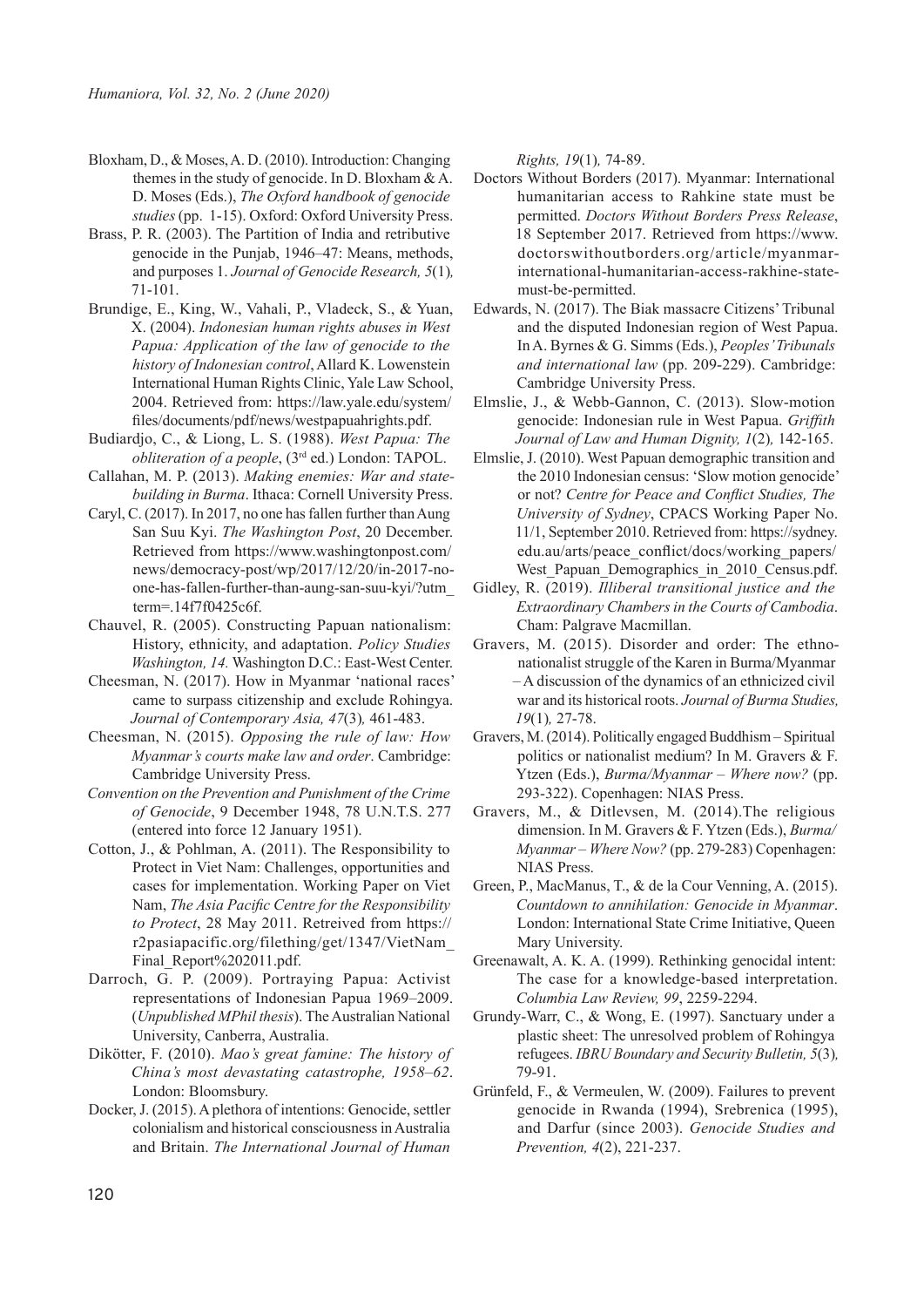Bloxham, D., & Moses, A. D. (2010). Introduction: Changing themes in the study of genocide. In D. Bloxham & A. D. Moses (Eds.), *The Oxford handbook of genocide studies* (pp. 1-15). Oxford: Oxford University Press.

Brass, P. R. (2003). The Partition of India and retributive genocide in the Punjab, 1946–47: Means, methods, and purposes 1. *Journal of Genocide Research, 5*(1)*,* 71-101.

Brundige, E., King, W., Vahali, P., Vladeck, S., & Yuan, X. (2004). *Indonesian human rights abuses in West Papua: Application of the law of genocide to the history of Indonesian control*, Allard K. Lowenstein International Human Rights Clinic, Yale Law School, 2004. Retrieved from: https://law.yale.edu/system/files/documents/pdf/news/westpapuahrights.pdf.

Budiardjo, C., & Liong, L. S. (1988). *West Papua: The obliteration of a people*, (3rd ed.) London: TAPOL.

Callahan, M. P. (2013). *Making enemies: War and state-building in Burma*. Ithaca: Cornell University Press.

Caryl, C. (2017). In 2017, no one has fallen further than Aung San Suu Kyi. *The Washington Post*, 20 December. Retrieved from https://www.washingtonpost.com/news/democracy-post/wp/2017/12/20/in-2017-no-one-has-fallen-further-than-aung-san-suu-kyi/?utm_term=.14f7f0425c6f.

Chauvel, R. (2005). Constructing Papuan nationalism: History, ethnicity, and adaptation. *Policy Studies Washington, 14.* Washington D.C.: East-West Center.

Cheesman, N. (2017). How in Myanmar 'national races' came to surpass citizenship and exclude Rohingya. *Journal of Contemporary Asia, 47*(3)*,* 461-483.

Cheesman, N. (2015). *Opposing the rule of law: How Myanmar's courts make law and order*. Cambridge: Cambridge University Press.

*Convention on the Prevention and Punishment of the Crime of Genocide*, 9 December 1948, 78 U.N.T.S. 277 (entered into force 12 January 1951).

Cotton, J., & Pohlman, A. (2011). The Responsibility to Protect in Viet Nam: Challenges, opportunities and cases for implementation. Working Paper on Viet Nam, *The Asia Pacific Centre for the Responsibility to Protect*, 28 May 2011. Retreived from https://r2pasiapacific.org/filething/get/1347/VietNam_Final_Report%202011.pdf.

Darroch, G. P. (2009). Portraying Papua: Activist representations of Indonesian Papua 1969–2009. (*Unpublished MPhil thesis*). The Australian National University, Canberra, Australia.

Dikötter, F. (2010). *Mao's great famine: The history of China's most devastating catastrophe, 1958–62*. London: Bloomsbury.

Docker, J. (2015). A plethora of intentions: Genocide, settler colonialism and historical consciousness in Australia and Britain. *The International Journal of Human Rights, 19*(1)*,* 74-89.

Doctors Without Borders (2017). Myanmar: International humanitarian access to Rahkine state must be permitted. *Doctors Without Borders Press Release*, 18 September 2017. Retrieved from https://www.doctorswithoutborders.org/article/myanmar-international-humanitarian-access-rakhine-state-must-be-permitted.

Edwards, N. (2017). The Biak massacre Citizens' Tribunal and the disputed Indonesian region of West Papua. In A. Byrnes & G. Simms (Eds.), *Peoples' Tribunals and international law* (pp. 209-229). Cambridge: Cambridge University Press.

Elmslie, J., & Webb-Gannon, C. (2013). Slow-motion genocide: Indonesian rule in West Papua. *Griffith Journal of Law and Human Dignity, 1*(2)*,* 142-165.

Elmslie, J. (2010). West Papuan demographic transition and the 2010 Indonesian census: 'Slow motion genocide' or not? *Centre for Peace and Conflict Studies, The University of Sydney*, CPACS Working Paper No. 11/1, September 2010. Retrieved from: https://sydney.edu.au/arts/peace_conflict/docs/working_papers/West_Papuan_Demographics_in_2010_Census.pdf.

Gidley, R. (2019). *Illiberal transitional justice and the Extraordinary Chambers in the Courts of Cambodia*. Cham: Palgrave Macmillan.

Gravers, M. (2015). Disorder and order: The ethno-nationalist struggle of the Karen in Burma/Myanmar – A discussion of the dynamics of an ethnicized civil war and its historical roots. *Journal of Burma Studies, 19*(1)*,* 27-78.

Gravers, M. (2014). Politically engaged Buddhism – Spiritual politics or nationalist medium? In M. Gravers & F. Ytzen (Eds.), *Burma/Myanmar – Where now?* (pp. 293-322). Copenhagen: NIAS Press.

Gravers, M., & Ditlevsen, M. (2014).The religious dimension. In M. Gravers & F. Ytzen (Eds.), *Burma/Myanmar – Where Now?* (pp. 279-283) Copenhagen: NIAS Press.

Green, P., MacManus, T., & de la Cour Venning, A. (2015). *Countdown to annihilation: Genocide in Myanmar*. London: International State Crime Initiative, Queen Mary University.

Greenawalt, A. K. A. (1999). Rethinking genocidal intent: The case for a knowledge-based interpretation. *Columbia Law Review, 99*, 2259-2294.

Grundy-Warr, C., & Wong, E. (1997). Sanctuary under a plastic sheet: The unresolved problem of Rohingya refugees. *IBRU Boundary and Security Bulletin, 5*(3)*,* 79-91.

Grünfeld, F., & Vermeulen, W. (2009). Failures to prevent genocide in Rwanda (1994), Srebrenica (1995), and Darfur (since 2003). *Genocide Studies and Prevention, 4*(2), 221-237.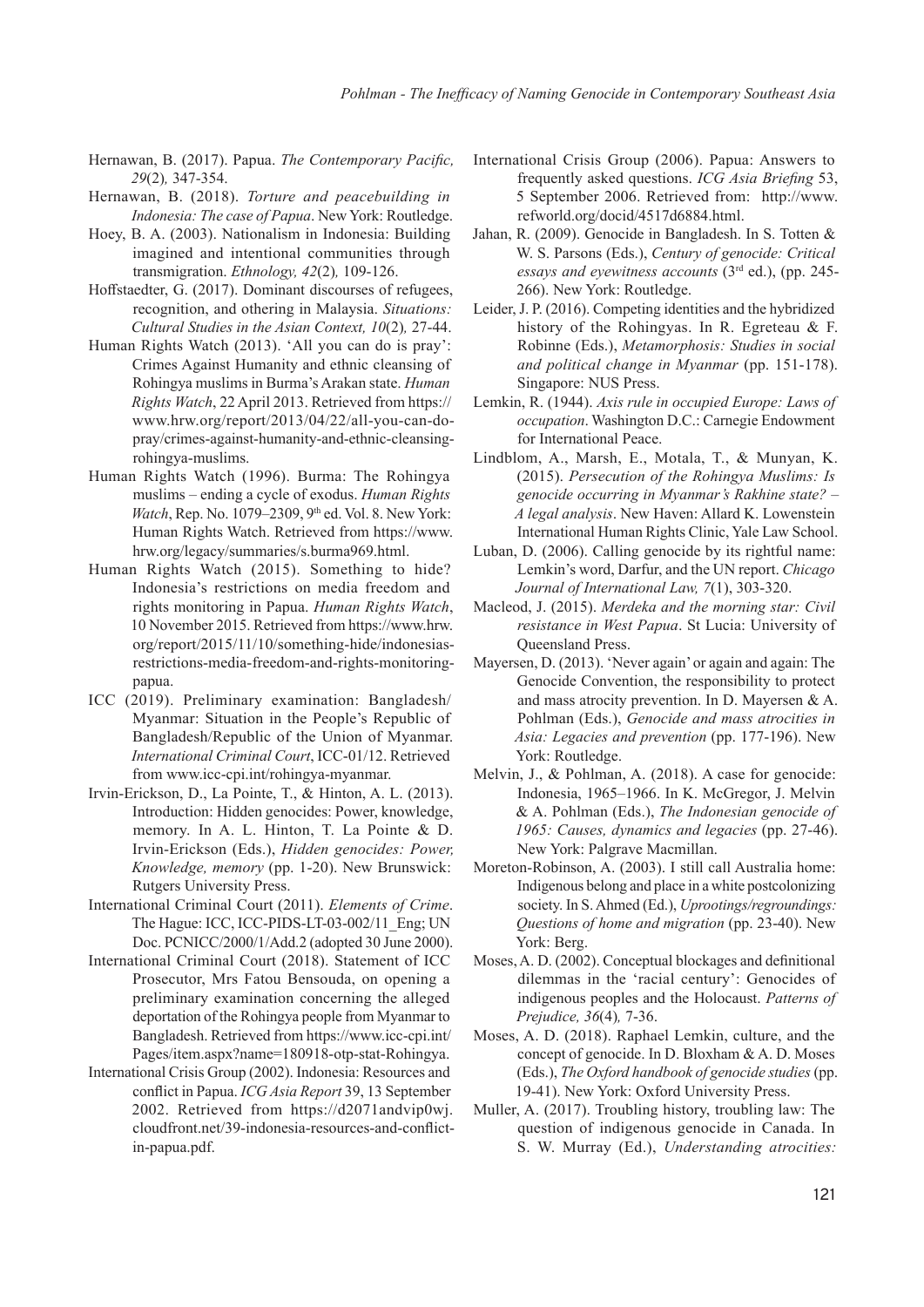Hernawan, B. (2017). Papua. *The Contemporary Pacific, 29*(2)*,* 347-354.

Hernawan, B. (2018). *Torture and peacebuilding in Indonesia: The case of Papua*. New York: Routledge.

Hoey, B. A. (2003). Nationalism in Indonesia: Building imagined and intentional communities through transmigration. *Ethnology, 42*(2)*,* 109-126.

Hoffstaedter, G. (2017). Dominant discourses of refugees, recognition, and othering in Malaysia. *Situations: Cultural Studies in the Asian Context, 10*(2)*,* 27-44.

Human Rights Watch (2013). 'All you can do is pray': Crimes Against Humanity and ethnic cleansing of Rohingya muslims in Burma's Arakan state. *Human Rights Watch*, 22 April 2013. Retrieved from https://www.hrw.org/report/2013/04/22/all-you-can-do-pray/crimes-against-humanity-and-ethnic-cleansing-rohingya-muslims.

Human Rights Watch (1996). Burma: The Rohingya muslims – ending a cycle of exodus. *Human Rights Watch*, Rep. No. 1079–2309, 9th ed. Vol. 8. New York: Human Rights Watch. Retrieved from https://www.hrw.org/legacy/summaries/s.burma969.html.

Human Rights Watch (2015). Something to hide? Indonesia's restrictions on media freedom and rights monitoring in Papua. *Human Rights Watch*, 10 November 2015. Retrieved from https://www.hrw.org/report/2015/11/10/something-hide/indonesias-restrictions-media-freedom-and-rights-monitoring-papua.

ICC (2019). Preliminary examination: Bangladesh/Myanmar: Situation in the People's Republic of Bangladesh/Republic of the Union of Myanmar. *International Criminal Court*, ICC-01/12. Retrieved from www.icc-cpi.int/rohingya-myanmar.

Irvin-Erickson, D., La Pointe, T., & Hinton, A. L. (2013). Introduction: Hidden genocides: Power, knowledge, memory. In A. L. Hinton, T. La Pointe & D. Irvin-Erickson (Eds.), *Hidden genocides: Power, Knowledge, memory* (pp. 1-20). New Brunswick: Rutgers University Press.

International Criminal Court (2011). *Elements of Crime*. The Hague: ICC, ICC-PIDS-LT-03-002/11_Eng; UN Doc. PCNICC/2000/1/Add.2 (adopted 30 June 2000).

International Criminal Court (2018). Statement of ICC Prosecutor, Mrs Fatou Bensouda, on opening a preliminary examination concerning the alleged deportation of the Rohingya people from Myanmar to Bangladesh. Retrieved from https://www.icc-cpi.int/Pages/item.aspx?name=180918-otp-stat-Rohingya.

International Crisis Group (2002). Indonesia: Resources and conflict in Papua. *ICG Asia Report* 39, 13 September 2002. Retrieved from https://d2071andvip0wj.cloudfront.net/39-indonesia-resources-and-conflict-in-papua.pdf.

International Crisis Group (2006). Papua: Answers to frequently asked questions. *ICG Asia Briefing* 53, 5 September 2006. Retrieved from: http://www.refworld.org/docid/4517d6884.html.

Jahan, R. (2009). Genocide in Bangladesh. In S. Totten & W. S. Parsons (Eds.), *Century of genocide: Critical essays and eyewitness accounts* (3rd ed.), (pp. 245-266). New York: Routledge.

Leider, J. P. (2016). Competing identities and the hybridized history of the Rohingyas. In R. Egreteau & F. Robinne (Eds.), *Metamorphosis: Studies in social and political change in Myanmar* (pp. 151-178). Singapore: NUS Press.

Lemkin, R. (1944). *Axis rule in occupied Europe: Laws of occupation*. Washington D.C.: Carnegie Endowment for International Peace.

Lindblom, A., Marsh, E., Motala, T., & Munyan, K. (2015). *Persecution of the Rohingya Muslims: Is genocide occurring in Myanmar's Rakhine state? – A legal analysis*. New Haven: Allard K. Lowenstein International Human Rights Clinic, Yale Law School.

Luban, D. (2006). Calling genocide by its rightful name: Lemkin's word, Darfur, and the UN report. *Chicago Journal of International Law, 7*(1), 303-320.

Macleod, J. (2015). *Merdeka and the morning star: Civil resistance in West Papua*. St Lucia: University of Queensland Press.

Mayersen, D. (2013). 'Never again' or again and again: The Genocide Convention, the responsibility to protect and mass atrocity prevention. In D. Mayersen & A. Pohlman (Eds.), *Genocide and mass atrocities in Asia: Legacies and prevention* (pp. 177-196). New York: Routledge.

Melvin, J., & Pohlman, A. (2018). A case for genocide: Indonesia, 1965–1966. In K. McGregor, J. Melvin & A. Pohlman (Eds.), *The Indonesian genocide of 1965: Causes, dynamics and legacies* (pp. 27-46). New York: Palgrave Macmillan.

Moreton-Robinson, A. (2003). I still call Australia home: Indigenous belong and place in a white postcolonizing society. In S. Ahmed (Ed.), *Uprootings/regroundings: Questions of home and migration* (pp. 23-40). New York: Berg.

Moses, A. D. (2002). Conceptual blockages and definitional dilemmas in the 'racial century': Genocides of indigenous peoples and the Holocaust. *Patterns of Prejudice, 36*(4)*,* 7-36.

Moses, A. D. (2018). Raphael Lemkin, culture, and the concept of genocide. In D. Bloxham & A. D. Moses (Eds.), *The Oxford handbook of genocide studies* (pp. 19-41). New York: Oxford University Press.

Muller, A. (2017). Troubling history, troubling law: The question of indigenous genocide in Canada. In S. W. Murray (Ed.), *Understanding atrocities:*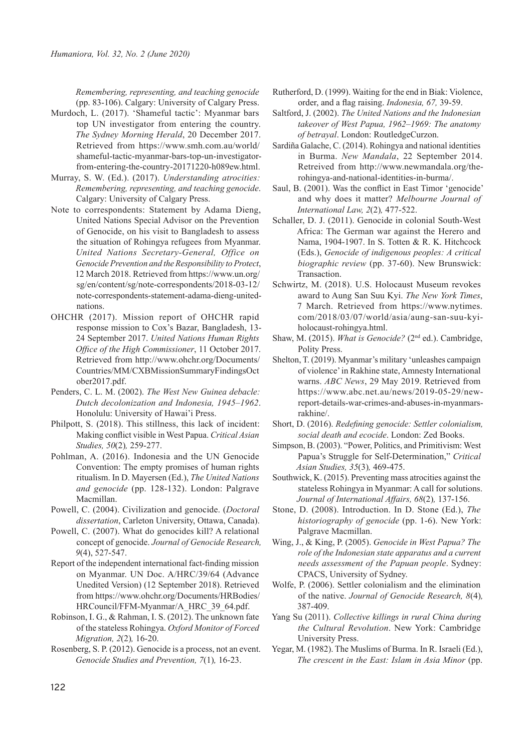*Remembering, representing, and teaching genocide* (pp. 83-106). Calgary: University of Calgary Press.

Murdoch, L. (2017). 'Shameful tactic': Myanmar bars top UN investigator from entering the country. *The Sydney Morning Herald*, 20 December 2017. Retrieved from https://www.smh.com.au/world/shameful-tactic-myanmar-bars-top-un-investigator-from-entering-the-country-20171220-h089ew.html.

Murray, S. W. (Ed.). (2017). *Understanding atrocities: Remembering, representing, and teaching genocide*. Calgary: University of Calgary Press.

Note to correspondents: Statement by Adama Dieng, United Nations Special Advisor on the Prevention of Genocide, on his visit to Bangladesh to assess the situation of Rohingya refugees from Myanmar. *United Nations Secretary-General, Office on Genocide Prevention and the Responsibility to Protect*, 12 March 2018. Retrieved from https://www.un.org/sg/en/content/sg/note-correspondents/2018-03-12/note-correspondents-statement-adama-dieng-united-nations.

OHCHR (2017). Mission report of OHCHR rapid response mission to Cox's Bazar, Bangladesh, 13-24 September 2017. *United Nations Human Rights Office of the High Commissioner*, 11 October 2017. Retrieved from http://www.ohchr.org/Documents/Countries/MM/CXBMissionSummaryFindingsOctober2017.pdf.

Penders, C. L. M. (2002). *The West New Guinea debacle: Dutch decolonization and Indonesia, 1945–1962*. Honolulu: University of Hawai'i Press.

Philpott, S. (2018). This stillness, this lack of incident: Making conflict visible in West Papua. *Critical Asian Studies, 50*(2)*,* 259-277.

Pohlman, A. (2016). Indonesia and the UN Genocide Convention: The empty promises of human rights ritualism. In D. Mayersen (Ed.), *The United Nations and genocide* (pp. 128-132). London: Palgrave Macmillan.

Powell, C. (2004). Civilization and genocide. (*Doctoral dissertation*, Carleton University, Ottawa, Canada).

Powell, C. (2007). What do genocides kill? A relational concept of genocide. *Journal of Genocide Research, 9*(4), 527-547.

Report of the independent international fact-finding mission on Myanmar. UN Doc. A/HRC/39/64 (Advance Unedited Version) (12 September 2018). Retrieved from https://www.ohchr.org/Documents/HRBodies/HRCouncil/FFM-Myanmar/A_HRC_39_64.pdf.

Robinson, I. G., & Rahman, I. S. (2012). The unknown fate of the stateless Rohingya. *Oxford Monitor of Forced Migration, 2*(2)*,* 16-20.

Rosenberg, S. P. (2012). Genocide is a process, not an event. *Genocide Studies and Prevention, 7*(1)*,* 16-23.

Rutherford, D. (1999). Waiting for the end in Biak: Violence, order, and a flag raising. *Indonesia, 67,* 39-59.

Saltford, J. (2002). *The United Nations and the Indonesian takeover of West Papua, 1962–1969: The anatomy of betrayal*. London: RoutledgeCurzon.

Sardiña Galache, C. (2014). Rohingya and national identities in Burma. *New Mandala*, 22 September 2014. Retreived from http://www.newmandala.org/the-rohingya-and-national-identities-in-burma/.

Saul, B. (2001). Was the conflict in East Timor 'genocide' and why does it matter? *Melbourne Journal of International Law, 2*(2)*,* 477-522.

Schaller, D. J. (2011). Genocide in colonial South-West Africa: The German war against the Herero and Nama, 1904-1907. In S. Totten & R. K. Hitchcock (Eds.), *Genocide of indigenous peoples: A critical biographic review* (pp. 37-60). New Brunswick: Transaction.

Schwirtz, M. (2018). U.S. Holocaust Museum revokes award to Aung San Suu Kyi. *The New York Times*, 7 March. Retrieved from https://www.nytimes.com/2018/03/07/world/asia/aung-san-suu-kyi-holocaust-rohingya.html.

Shaw, M. (2015). *What is Genocide?* (2nd ed.). Cambridge, Polity Press.

Shelton, T. (2019). Myanmar's military 'unleashes campaign of violence' in Rakhine state, Amnesty International warns. *ABC News*, 29 May 2019. Retrieved from https://www.abc.net.au/news/2019-05-29/new-report-details-war-crimes-and-abuses-in-myanmars-rakhine/.

Short, D. (2016). *Redefining genocide: Settler colonialism, social death and ecocide*. London: Zed Books.

Simpson, B. (2003). "Power, Politics, and Primitivism: West Papua's Struggle for Self-Determination," *Critical Asian Studies, 35*(3)*,* 469-475.

Southwick, K. (2015). Preventing mass atrocities against the stateless Rohingya in Myanmar: A call for solutions. *Journal of International Affairs, 68*(2)*,* 137-156.

Stone, D. (2008). Introduction. In D. Stone (Ed.), *The historiography of genocide* (pp. 1-6). New York: Palgrave Macmillan.

Wing, J., & King, P. (2005). *Genocide in West Papua? The role of the Indonesian state apparatus and a current needs assessment of the Papuan people*. Sydney: CPACS, University of Sydney.

Wolfe, P. (2006). Settler colonialism and the elimination of the native. *Journal of Genocide Research, 8*(4)*,* 387-409.

Yang Su (2011). *Collective killings in rural China during the Cultural Revolution*. New York: Cambridge University Press.

Yegar, M. (1982). The Muslims of Burma. In R. Israeli (Ed.), *The crescent in the East: Islam in Asia Minor* (pp.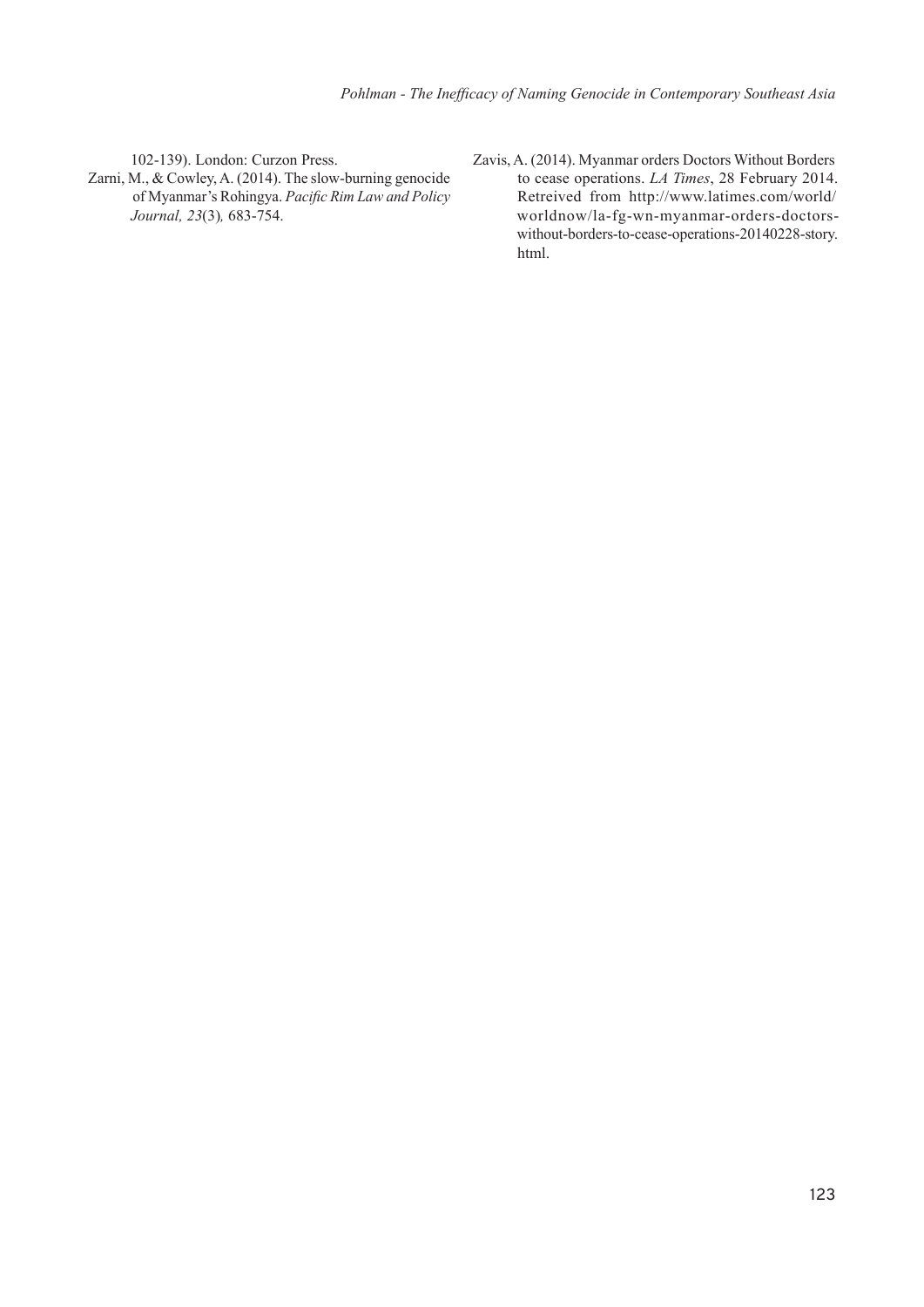102-139). London: Curzon Press.

Zarni, M., & Cowley, A. (2014). The slow-burning genocide of Myanmar's Rohingya. *Pacific Rim Law and Policy Journal, 23*(3)*,* 683-754.

Zavis, A. (2014). Myanmar orders Doctors Without Borders to cease operations. *LA Times*, 28 February 2014. Retreived from http://www.latimes.com/world/worldnow/la-fg-wn-myanmar-orders-doctors-without-borders-to-cease-operations-20140228-story.html.